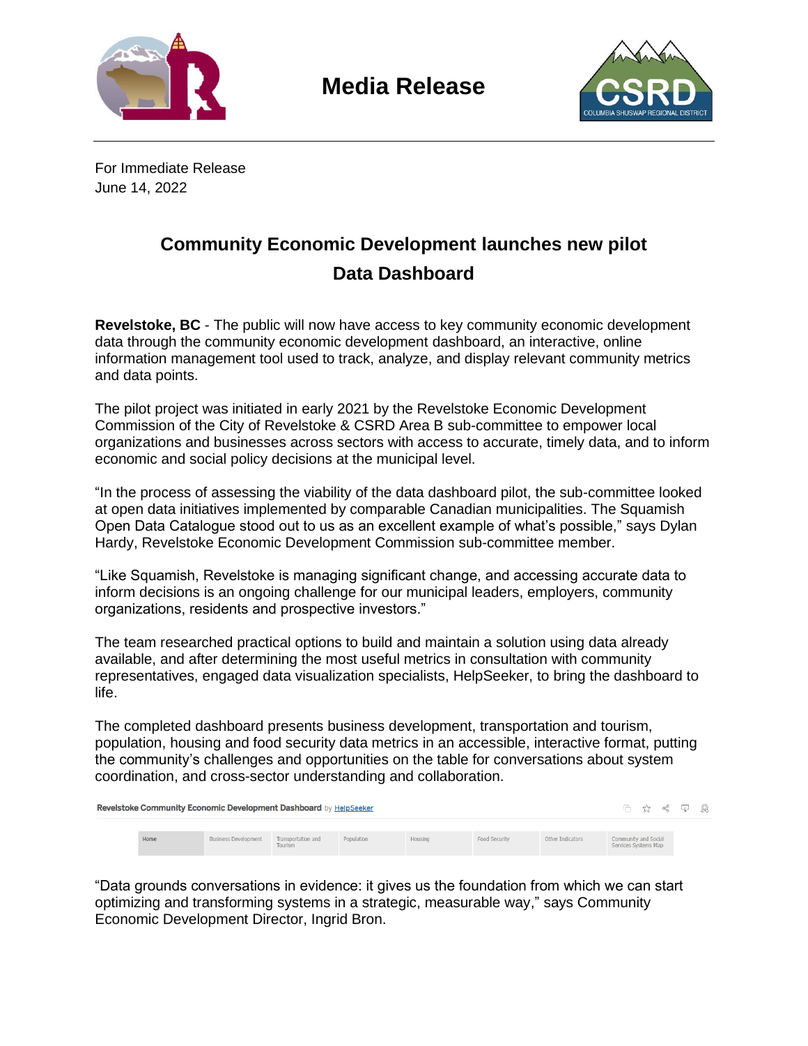# Media Release

For Immediate Release
June 14, 2022

## Community Economic Development launches new pilot Data Dashboard

**Revelstoke, BC** - The public will now have access to key community economic development data through the community economic development dashboard, an interactive, online information management tool used to track, analyze, and display relevant community metrics and data points.

The pilot project was initiated in early 2021 by the Revelstoke Economic Development Commission of the City of Revelstoke & CSRD Area B sub-committee to empower local organizations and businesses across sectors with access to accurate, timely data, and to inform economic and social policy decisions at the municipal level.

"In the process of assessing the viability of the data dashboard pilot, the sub-committee looked at open data initiatives implemented by comparable Canadian municipalities. The Squamish Open Data Catalogue stood out to us as an excellent example of what's possible," says Dylan Hardy, Revelstoke Economic Development Commission sub-committee member.

"Like Squamish, Revelstoke is managing significant change, and accessing accurate data to inform decisions is an ongoing challenge for our municipal leaders, employers, community organizations, residents and prospective investors."

The team researched practical options to build and maintain a solution using data already available, and after determining the most useful metrics in consultation with community representatives, engaged data visualization specialists, HelpSeeker, to bring the dashboard to life.

The completed dashboard presents business development, transportation and tourism, population, housing and food security data metrics in an accessible, interactive format, putting the community's challenges and opportunities on the table for conversations about system coordination, and cross-sector understanding and collaboration.

**Revelstoke Community Economic Development Dashboard** by HelpSeeker

| Home | Business Development | Transportation and Tourism | Population | Housing | Food Security | Other Indicators | Community and Social Services Systems Map |
|---|---|---|---|---|---|---|---|

"Data grounds conversations in evidence: it gives us the foundation from which we can start optimizing and transforming systems in a strategic, measurable way," says Community Economic Development Director, Ingrid Bron.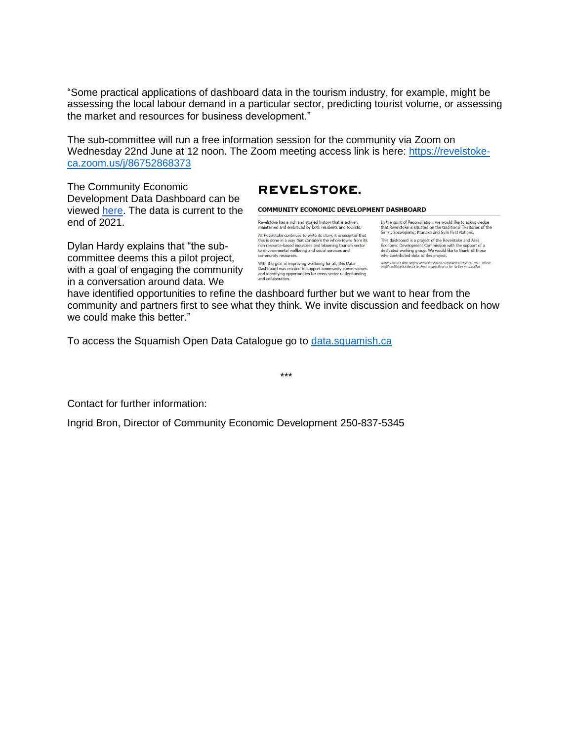"Some practical applications of dashboard data in the tourism industry, for example, might be assessing the local labour demand in a particular sector, predicting tourist volume, or assessing the market and resources for business development."

The sub-committee will run a free information session for the community via Zoom on Wednesday 22nd June at 12 noon. The Zoom meeting access link is here: https://revelstoke-ca.zoom.us/j/86752868373

The Community Economic Development Data Dashboard can be viewed here. The data is current to the end of 2021.

Dylan Hardy explains that "the sub-committee deems this a pilot project, with a goal of engaging the community in a conversation around data. We have identified opportunities to refine the dashboard further but we want to hear from the community and partners first to see what they think. We invite discussion and feedback on how we could make this better."

To access the Squamish Open Data Catalogue go to data.squamish.ca

\*\*\*

Contact for further information:

Ingrid Bron, Director of Community Economic Development 250-837-5345